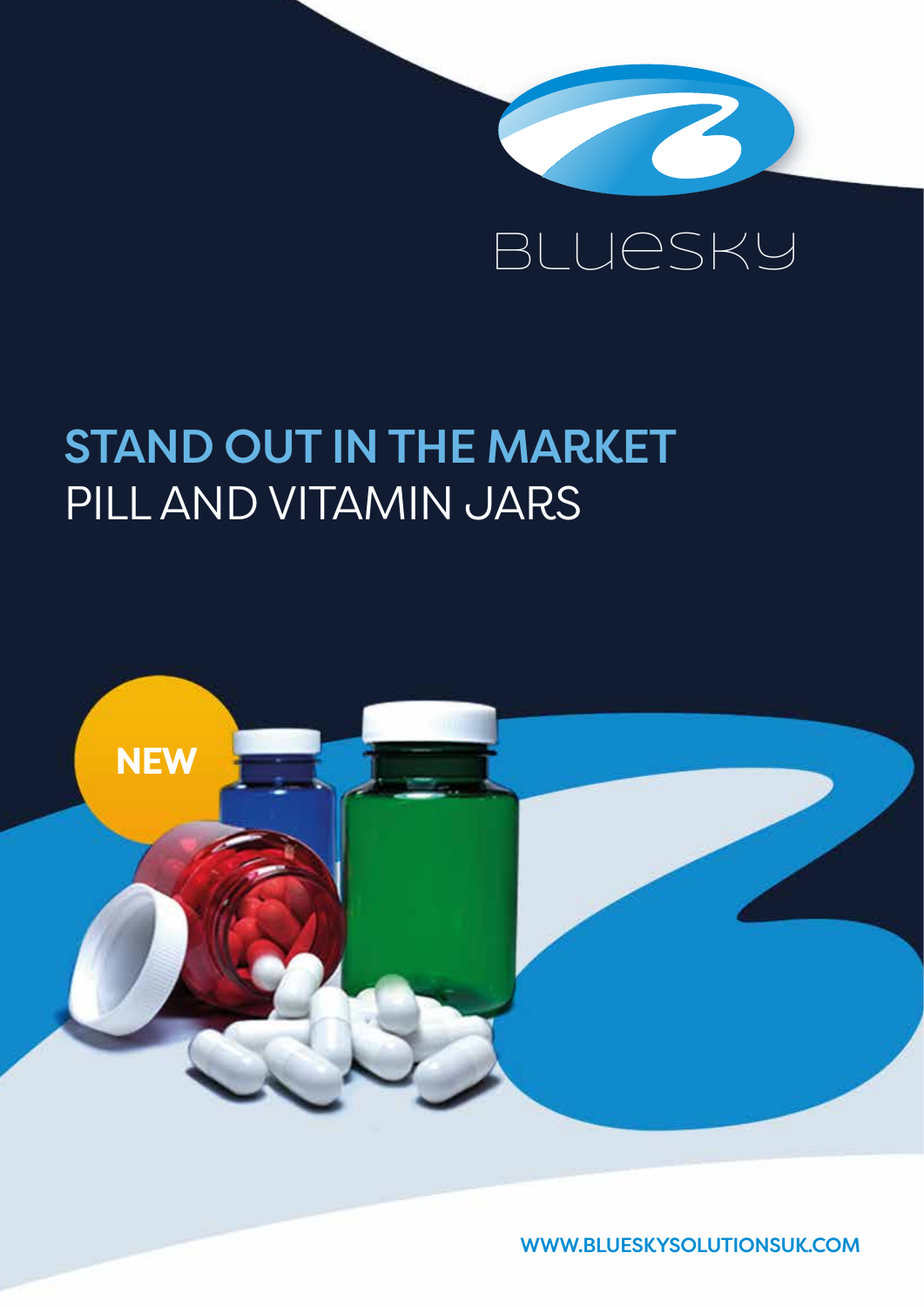BLUESKY

# STAND OUT IN THE MARKET
## PILL AND VITAMIN JARS

NEW

WWW.BLUESKYSOLUTIONSUK.COM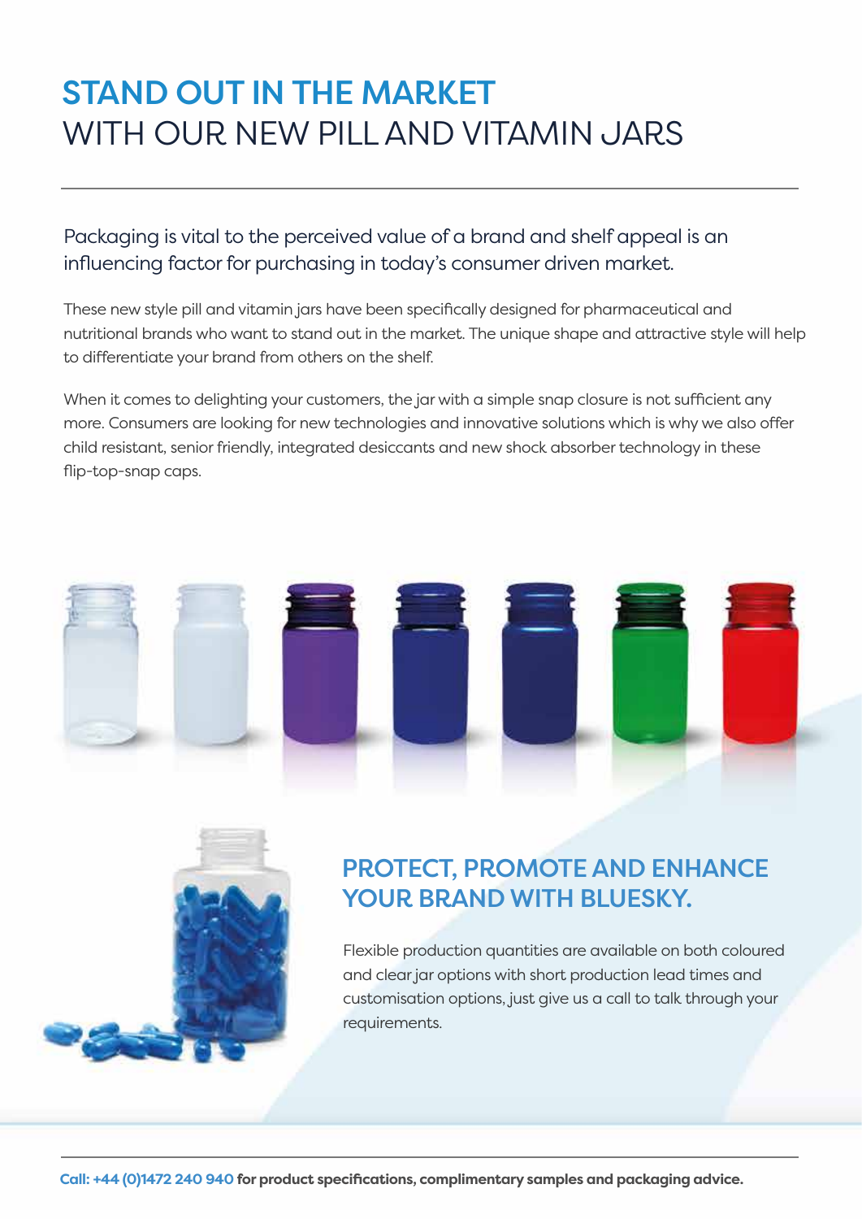# STAND OUT IN THE MARKET WITH OUR NEW PILL AND VITAMIN JARS

Packaging is vital to the perceived value of a brand and shelf appeal is an influencing factor for purchasing in today's consumer driven market.

These new style pill and vitamin jars have been specifically designed for pharmaceutical and nutritional brands who want to stand out in the market. The unique shape and attractive style will help to differentiate your brand from others on the shelf.

When it comes to delighting your customers, the jar with a simple snap closure is not sufficient any more. Consumers are looking for new technologies and innovative solutions which is why we also offer child resistant, senior friendly, integrated desiccants and new shock absorber technology in these flip-top-snap caps.

## PROTECT, PROMOTE AND ENHANCE YOUR BRAND WITH BLUESKY.

Flexible production quantities are available on both coloured and clear jar options with short production lead times and customisation options, just give us a call to talk through your requirements.

**Call: +44 (0)1472 240 940 for product specifications, complimentary samples and packaging advice.**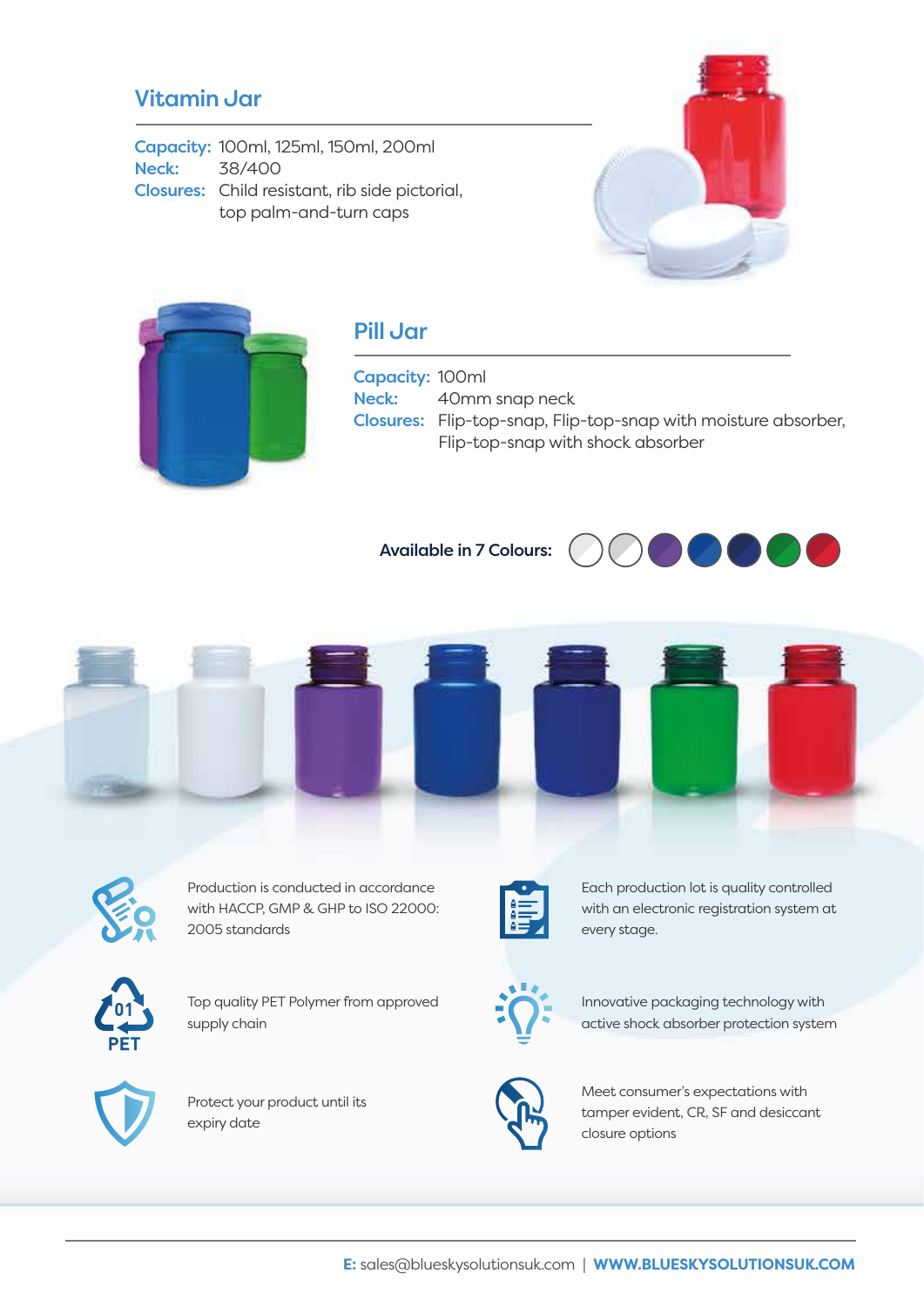## Vitamin Jar

**Capacity:** 100ml, 125ml, 150ml, 200ml
**Neck:** 38/400
**Closures:** Child resistant, rib side pictorial, top palm-and-turn caps

## Pill Jar

**Capacity:** 100ml
**Neck:** 40mm snap neck
**Closures:** Flip-top-snap, Flip-top-snap with moisture absorber, Flip-top-snap with shock absorber

**Available in 7 Colours:**

Production is conducted in accordance with HACCP, GMP & GHP to ISO 22000: 2005 standards

Each production lot is quality controlled with an electronic registration system at every stage.

Top quality PET Polymer from approved supply chain

Innovative packaging technology with active shock absorber protection system

Protect your product until its expiry date

Meet consumer's expectations with tamper evident, CR, SF and desiccant closure options

**E:** sales@blueskysolutionsuk.com | **WWW.BLUESKYSOLUTIONSUK.COM**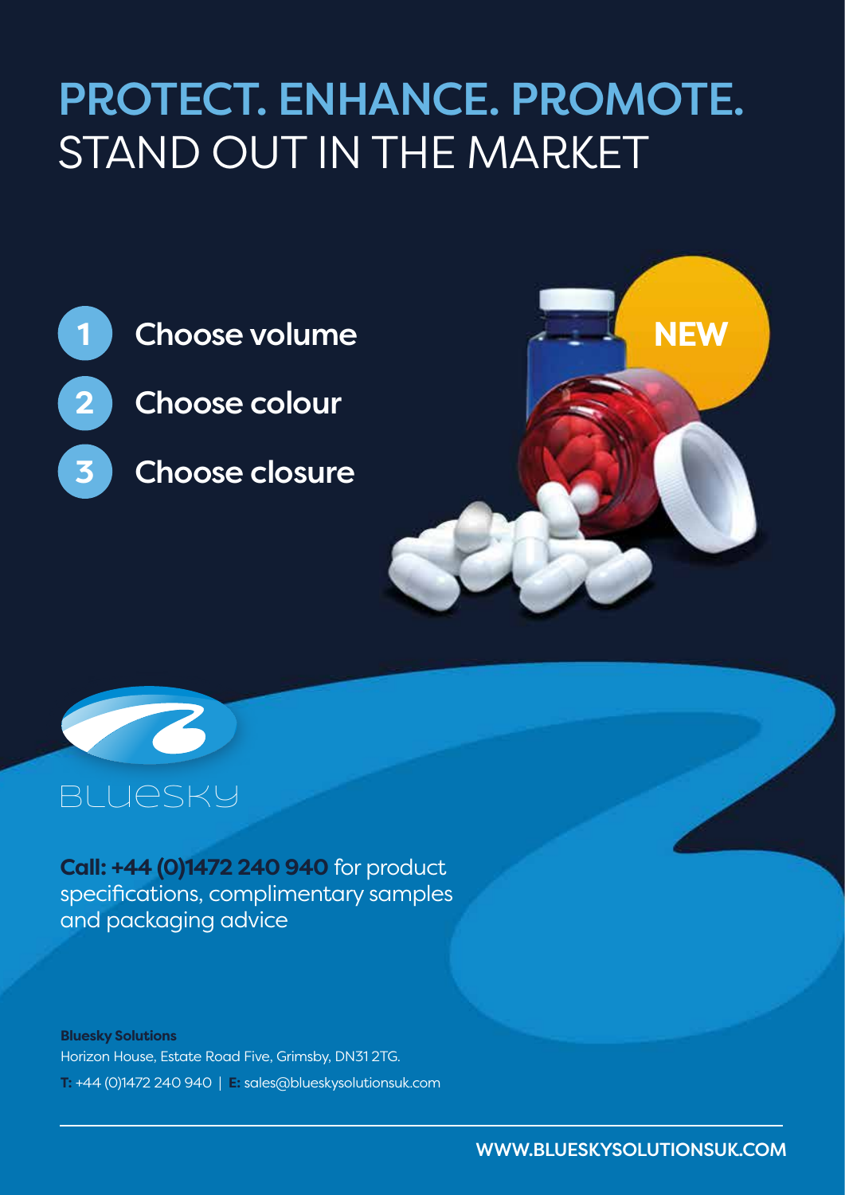# PROTECT. ENHANCE. PROMOTE.
## STAND OUT IN THE MARKET

1. Choose volume
2. Choose colour
3. Choose closure

NEW

BLUESKY

**Call: +44 (0)1472 240 940** for product specifications, complimentary samples and packaging advice

**Bluesky Solutions**
Horizon House, Estate Road Five, Grimsby, DN31 2TG.
**T:** +44 (0)1472 240 940 | **E:** sales@blueskysolutionsuk.com

**WWW.BLUESKYSOLUTIONSUK.COM**